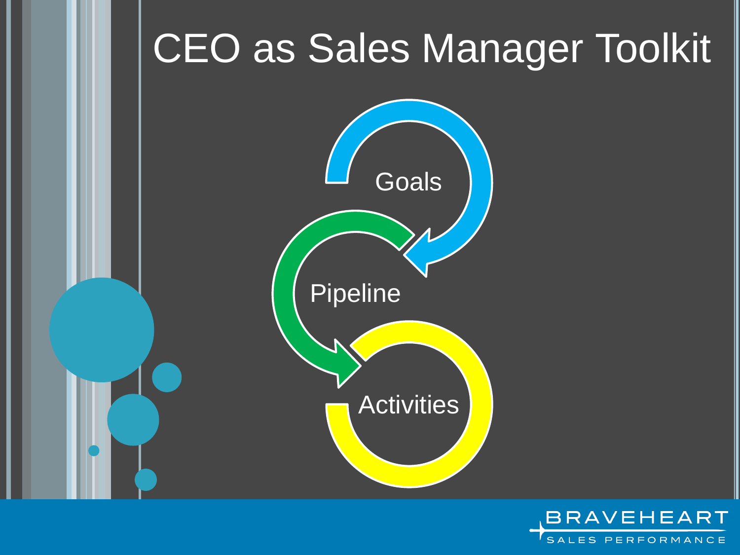# CEO as Sales Manager Toolkit

- Goals
- Pipeline
- Activities

BRAVEHEART SALES PERFORMANCE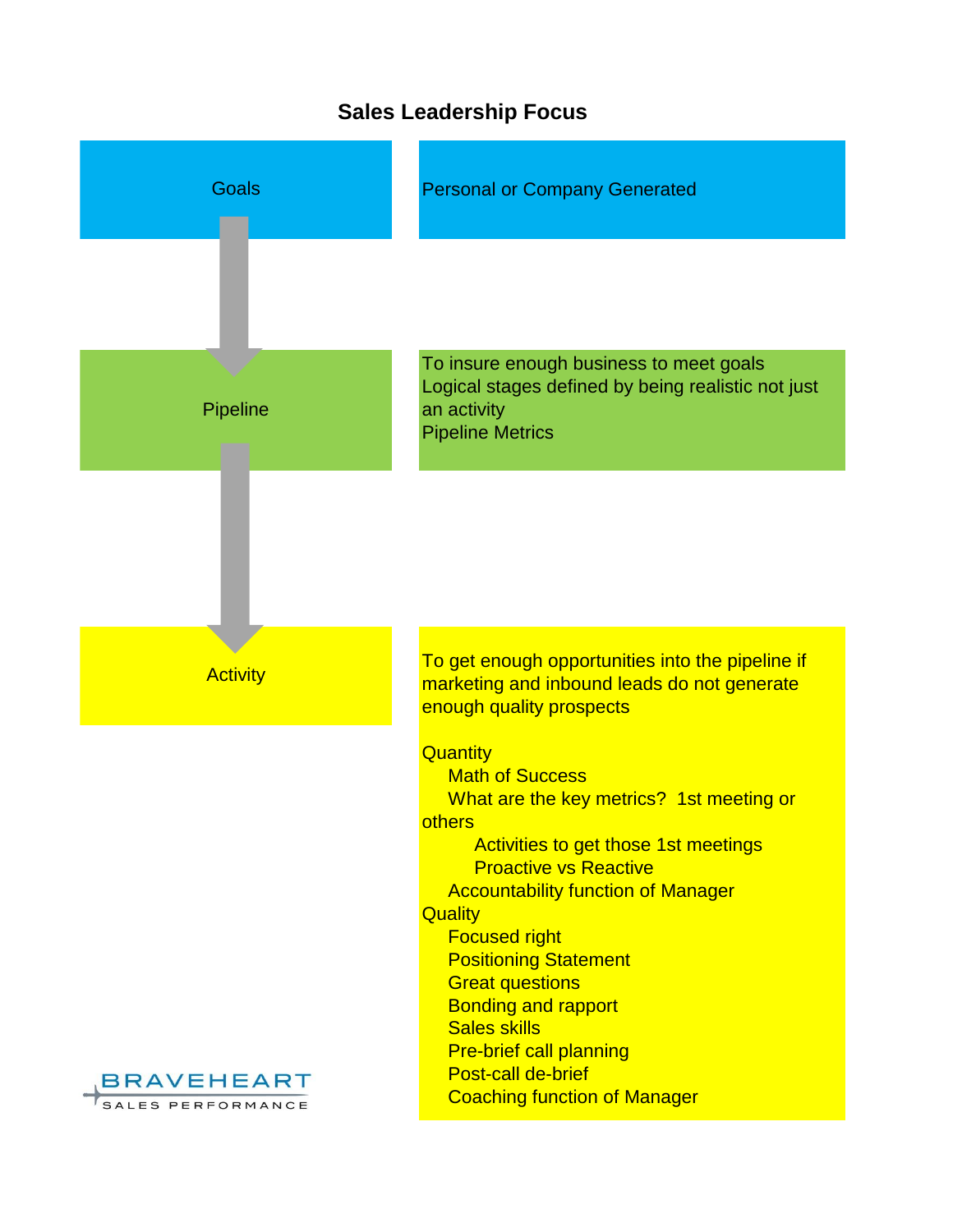# Sales Leadership Focus

## Goals

Personal or Company Generated

## Pipeline

To insure enough business to meet goals
Logical stages defined by being realistic not just an activity
Pipeline Metrics

## Activity

To get enough opportunities into the pipeline if marketing and inbound leads do not generate enough quality prospects

- Quantity
  - Math of Success
  - What are the key metrics? 1st meeting or others
    - Activities to get those 1st meetings
    - Proactive vs Reactive
  - Accountability function of Manager
- Quality
  - Focused right
  - Positioning Statement
  - Great questions
  - Bonding and rapport
  - Sales skills
  - Pre-brief call planning
  - Post-call de-brief
  - Coaching function of Manager

BRAVEHEART SALES PERFORMANCE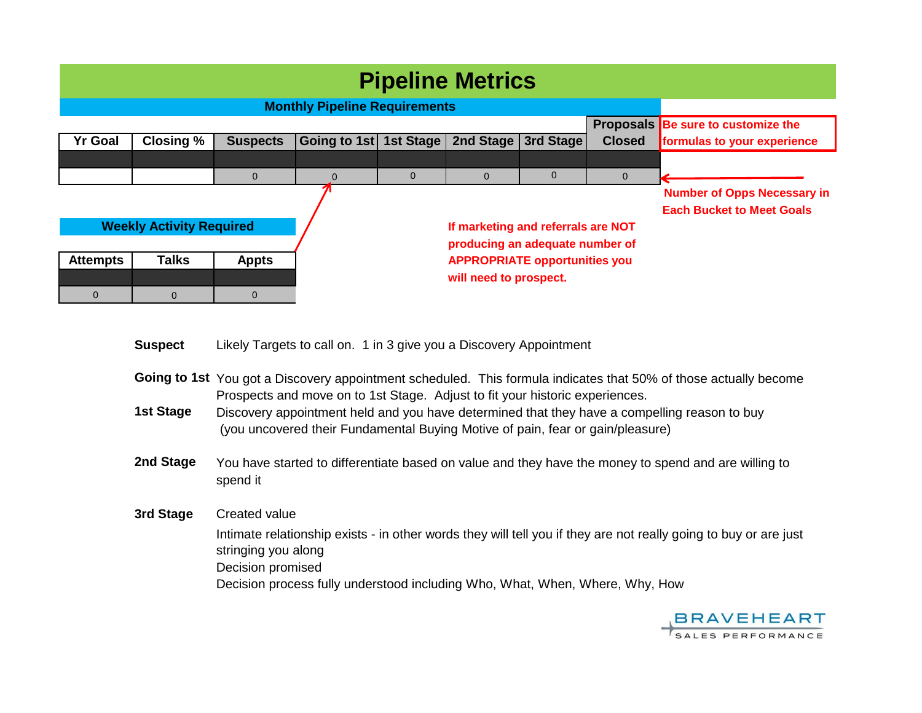# Pipeline Metrics

## Monthly Pipeline Requirements

| Yr Goal | Closing % | Suspects | Going to 1st | 1st Stage | 2nd Stage | 3rd Stage | Proposals Closed |
|---|---|---|---|---|---|---|---|
| | | | | | | | |
| | | 0 | 0 | 0 | 0 | 0 | 0 |

**Be sure to customize the formulas to your experience**

**Number of Opps Necessary in Each Bucket to Meet Goals**

## Weekly Activity Required

| Attempts | Talks | Appts |
|---|---|---|
| | | |
| 0 | 0 | 0 |

**If marketing and referrals are NOT producing an adequate number of APPROPRIATE opportunities you will need to prospect.**

**Suspect** Likely Targets to call on. 1 in 3 give you a Discovery Appointment

**Going to 1st** You got a Discovery appointment scheduled. This formula indicates that 50% of those actually become Prospects and move on to 1st Stage. Adjust to fit your historic experiences.

**1st Stage** Discovery appointment held and you have determined that they have a compelling reason to buy (you uncovered their Fundamental Buying Motive of pain, fear or gain/pleasure)

**2nd Stage** You have started to differentiate based on value and they have the money to spend and are willing to spend it

**3rd Stage** Created value

Intimate relationship exists - in other words they will tell you if they are not really going to buy or are just stringing you along

Decision promised

Decision process fully understood including Who, What, When, Where, Why, How

BRAVEHEART SALES PERFORMANCE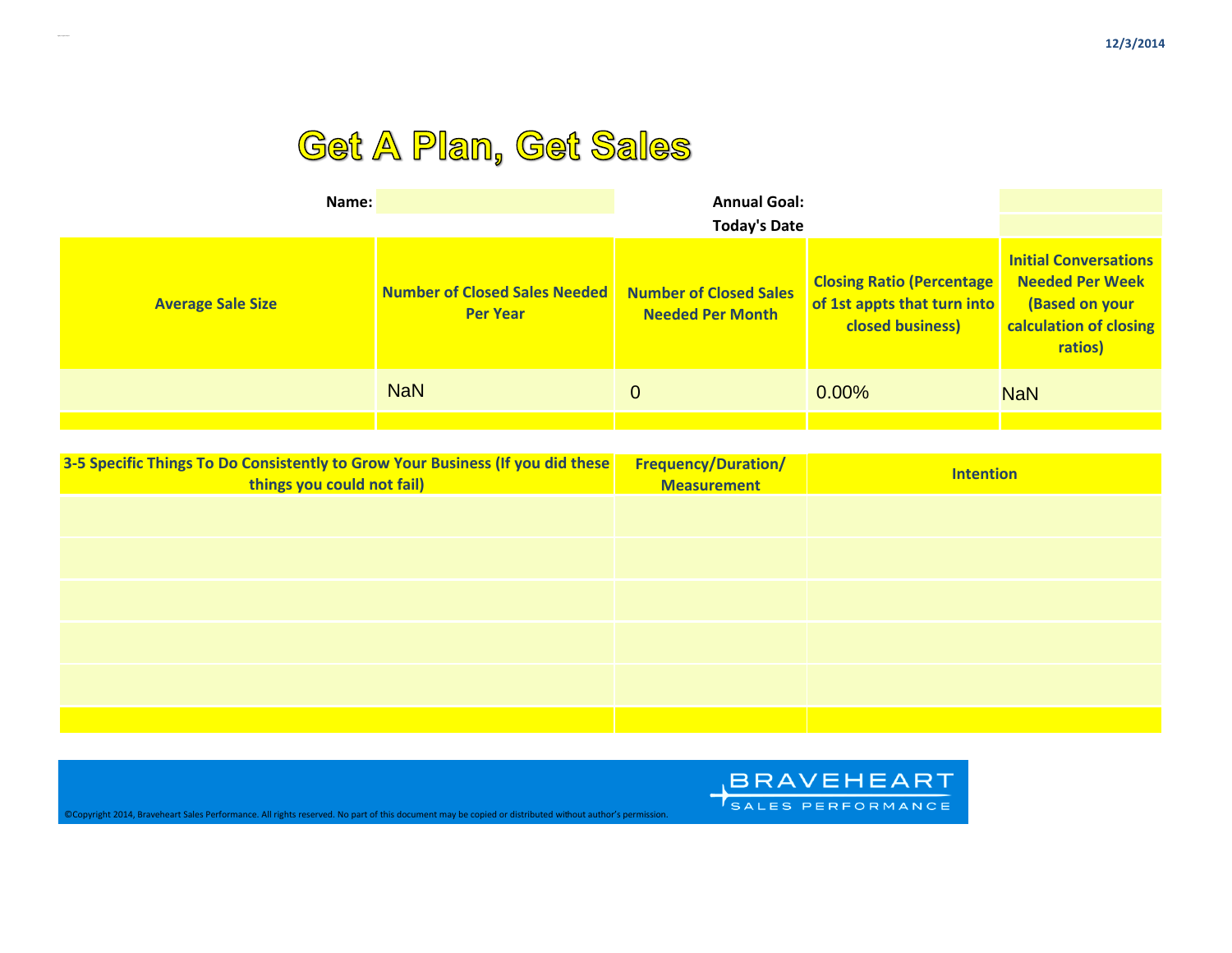# Get A Plan, Get Sales

**Name:**

**Annual Goal:**

**Today's Date**

| Average Sale Size | Number of Closed Sales Needed Per Year | Number of Closed Sales Needed Per Month | Closing Ratio (Percentage of 1st appts that turn into closed business) | Initial Conversations Needed Per Week (Based on your calculation of closing ratios) |
|---|---|---|---|---|
| | NaN | 0 | 0.00% | NaN |

| 3-5 Specific Things To Do Consistently to Grow Your Business (If you did these things you could not fail) | Frequency/Duration/ Measurement | Intention |
|---|---|---|
| | | |
| | | |
| | | |
| | | |
| | | |

©Copyright 2014, Braveheart Sales Performance. All rights reserved. No part of this document may be copied or distributed without author's permission.

BRAVEHEART SALES PERFORMANCE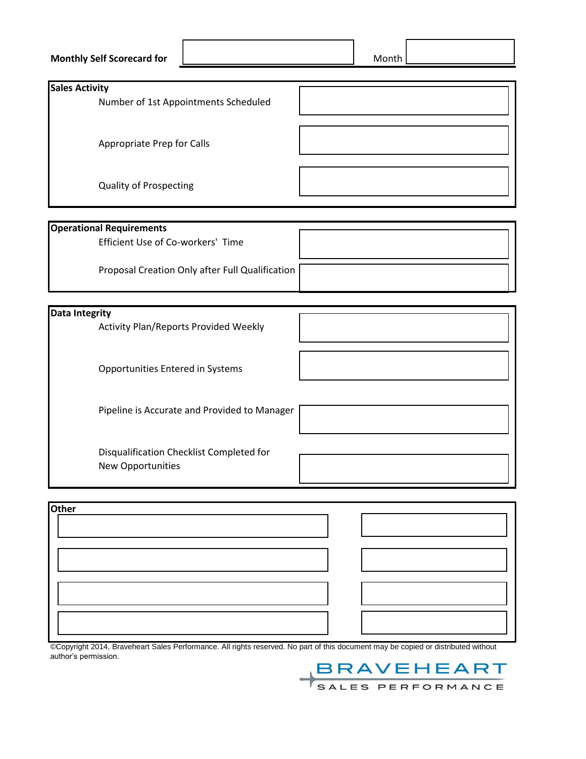**Monthly Self Scorecard for** \_\_\_\_\_\_\_\_\_\_\_\_\_\_\_\_ Month \_\_\_\_\_\_\_\_

| **Sales Activity** | |
|---|---|
| Number of 1st Appointments Scheduled | |
| Appropriate Prep for Calls | |
| Quality of Prospecting | |

| **Operational Requirements** | |
|---|---|
| Efficient Use of Co-workers' Time | |
| Proposal Creation Only after Full Qualification | |

| **Data Integrity** | |
|---|---|
| Activity Plan/Reports Provided Weekly | |
| Opportunities Entered in Systems | |
| Pipeline is Accurate and Provided to Manager | |
| Disqualification Checklist Completed for New Opportunities | |

| **Other** | |
|---|---|
| | |
| | |
| | |
| | |

©Copyright 2014, Braveheart Sales Performance. All rights reserved. No part of this document may be copied or distributed without author's permission.

BRAVEHEART SALES PERFORMANCE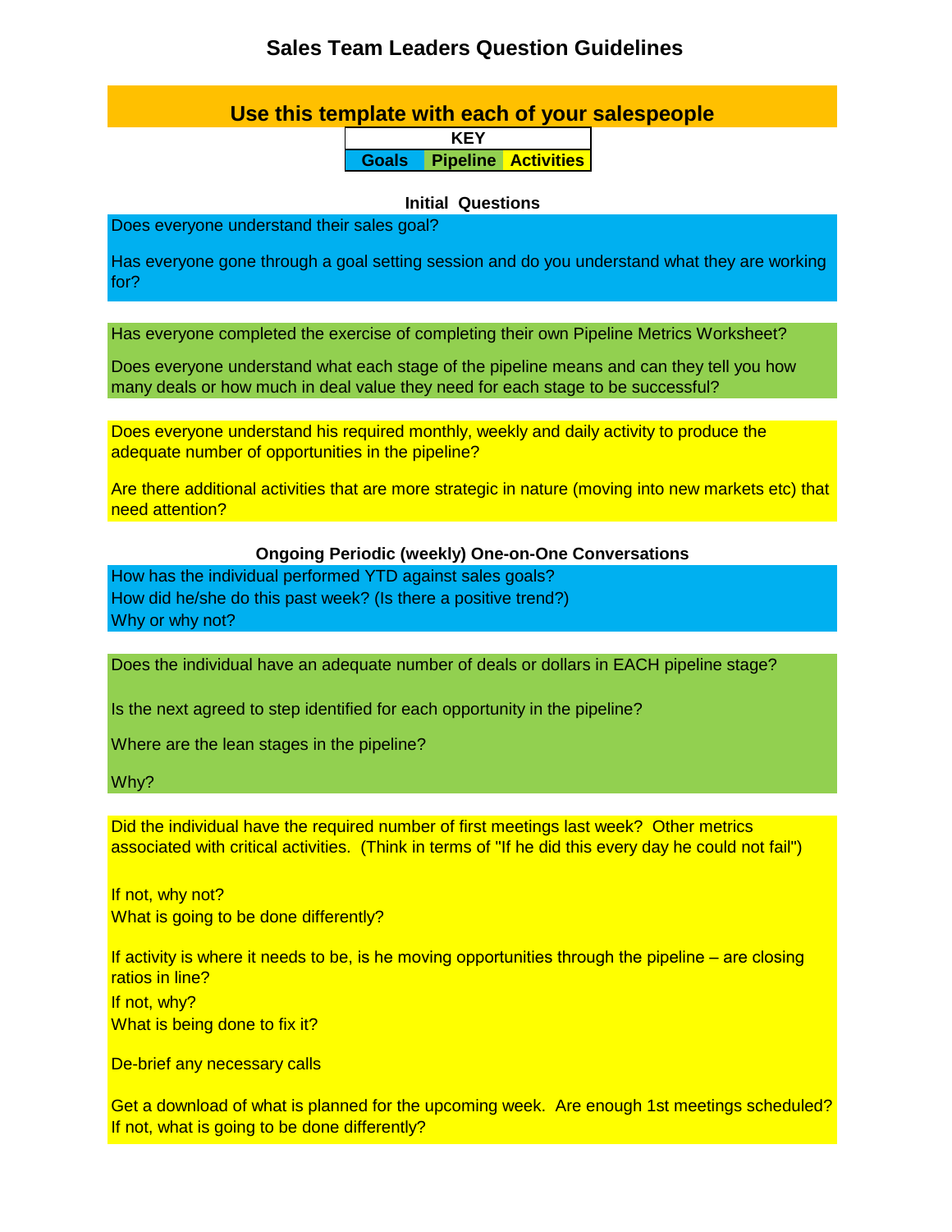# Sales Team Leaders Question Guidelines

**Use this template with each of your salespeople**

| KEY | | |
|---|---|---|
| **Goals** | **Pipeline** | **Activities** |

### Initial Questions

Does everyone understand their sales goal?

Has everyone gone through a goal setting session and do you understand what they are working for?

Has everyone completed the exercise of completing their own Pipeline Metrics Worksheet?

Does everyone understand what each stage of the pipeline means and can they tell you how many deals or how much in deal value they need for each stage to be successful?

Does everyone understand his required monthly, weekly and daily activity to produce the adequate number of opportunities in the pipeline?

Are there additional activities that are more strategic in nature (moving into new markets etc) that need attention?

### Ongoing Periodic (weekly) One-on-One Conversations

How has the individual performed YTD against sales goals?
How did he/she do this past week? (Is there a positive trend?)
Why or why not?

Does the individual have an adequate number of deals or dollars in EACH pipeline stage?

Is the next agreed to step identified for each opportunity in the pipeline?

Where are the lean stages in the pipeline?

Why?

Did the individual have the required number of first meetings last week? Other metrics associated with critical activities. (Think in terms of "If he did this every day he could not fail")

If not, why not?
What is going to be done differently?

If activity is where it needs to be, is he moving opportunities through the pipeline – are closing ratios in line?
If not, why?
What is being done to fix it?

De-brief any necessary calls

Get a download of what is planned for the upcoming week. Are enough 1st meetings scheduled? If not, what is going to be done differently?